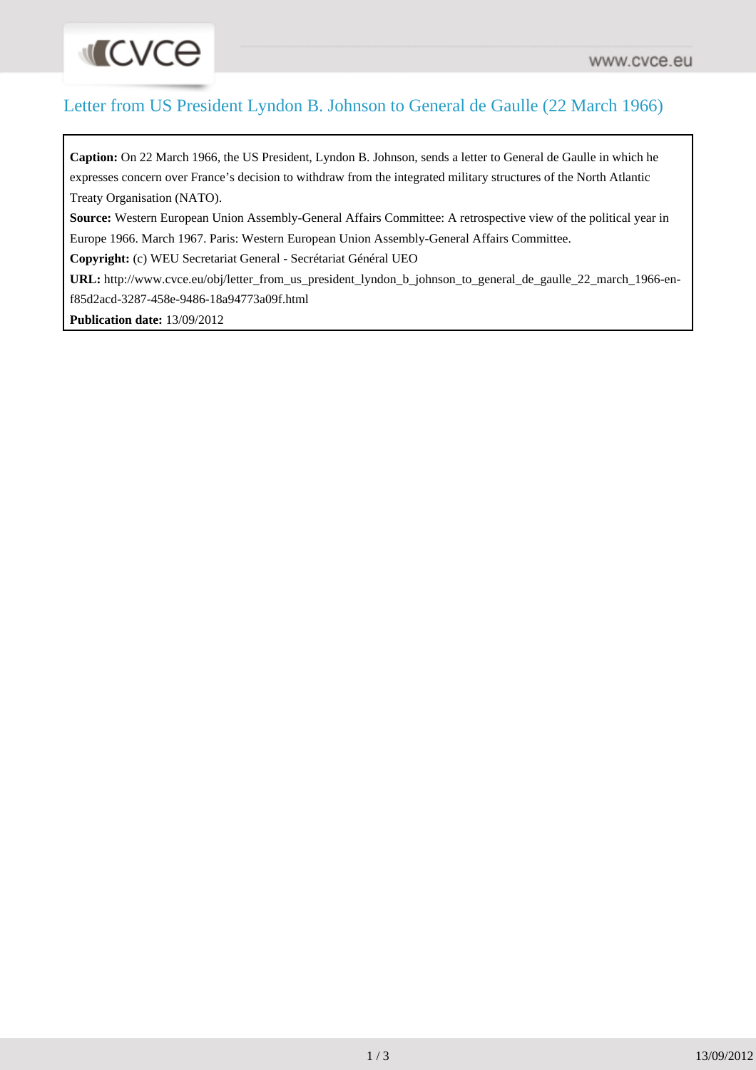# Letter from US President Lyndon B. Johnson to General de Gaulle (22 March 1966)

**Caption:** On 22 March 1966, the US President, Lyndon B. Johnson, sends a letter to General de Gaulle in which he expresses concern over France's decision to withdraw from the integrated military structures of the North Atlantic Treaty Organisation (NATO).

**Source:** Western European Union Assembly-General Affairs Committee: A retrospective view of the political year in Europe 1966. March 1967. Paris: Western European Union Assembly-General Affairs Committee.

**Copyright:** (c) WEU Secretariat General - Secrétariat Général UEO

**URL:** http://www.cvce.eu/obj/letter_from_us_president_lyndon_b_johnson_to_general_de_gaulle_22_march_1966-en-f85d2acd-3287-458e-9486-18a94773a09f.html

**Publication date:** 13/09/2012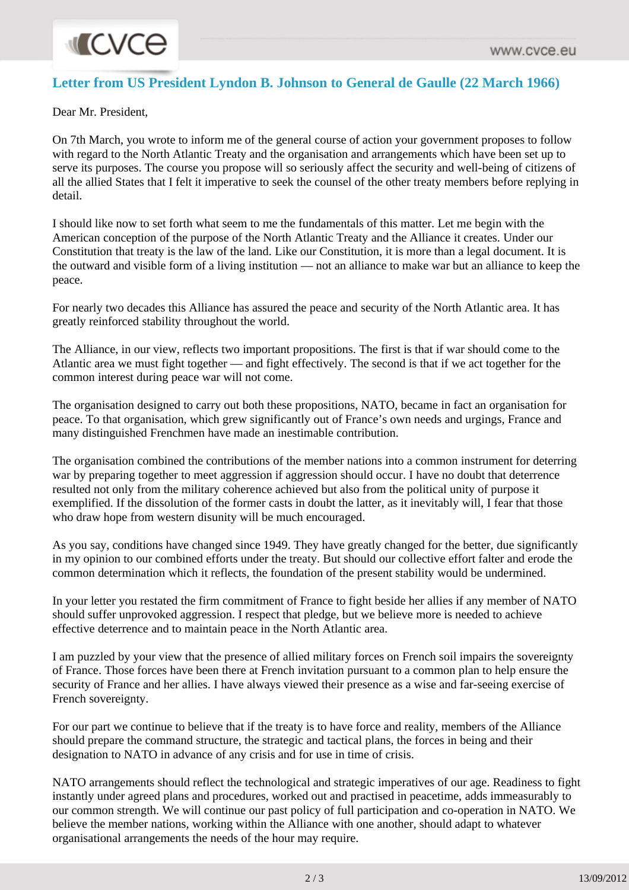## Letter from US President Lyndon B. Johnson to General de Gaulle (22 March 1966)

Dear Mr. President,

On 7th March, you wrote to inform me of the general course of action your government proposes to follow with regard to the North Atlantic Treaty and the organisation and arrangements which have been set up to serve its purposes. The course you propose will so seriously affect the security and well-being of citizens of all the allied States that I felt it imperative to seek the counsel of the other treaty members before replying in detail.

I should like now to set forth what seem to me the fundamentals of this matter. Let me begin with the American conception of the purpose of the North Atlantic Treaty and the Alliance it creates. Under our Constitution that treaty is the law of the land. Like our Constitution, it is more than a legal document. It is the outward and visible form of a living institution — not an alliance to make war but an alliance to keep the peace.

For nearly two decades this Alliance has assured the peace and security of the North Atlantic area. It has greatly reinforced stability throughout the world.

The Alliance, in our view, reflects two important propositions. The first is that if war should come to the Atlantic area we must fight together — and fight effectively. The second is that if we act together for the common interest during peace war will not come.

The organisation designed to carry out both these propositions, NATO, became in fact an organisation for peace. To that organisation, which grew significantly out of France's own needs and urgings, France and many distinguished Frenchmen have made an inestimable contribution.

The organisation combined the contributions of the member nations into a common instrument for deterring war by preparing together to meet aggression if aggression should occur. I have no doubt that deterrence resulted not only from the military coherence achieved but also from the political unity of purpose it exemplified. If the dissolution of the former casts in doubt the latter, as it inevitably will, I fear that those who draw hope from western disunity will be much encouraged.

As you say, conditions have changed since 1949. They have greatly changed for the better, due significantly in my opinion to our combined efforts under the treaty. But should our collective effort falter and erode the common determination which it reflects, the foundation of the present stability would be undermined.

In your letter you restated the firm commitment of France to fight beside her allies if any member of NATO should suffer unprovoked aggression. I respect that pledge, but we believe more is needed to achieve effective deterrence and to maintain peace in the North Atlantic area.

I am puzzled by your view that the presence of allied military forces on French soil impairs the sovereignty of France. Those forces have been there at French invitation pursuant to a common plan to help ensure the security of France and her allies. I have always viewed their presence as a wise and far-seeing exercise of French sovereignty.

For our part we continue to believe that if the treaty is to have force and reality, members of the Alliance should prepare the command structure, the strategic and tactical plans, the forces in being and their designation to NATO in advance of any crisis and for use in time of crisis.

NATO arrangements should reflect the technological and strategic imperatives of our age. Readiness to fight instantly under agreed plans and procedures, worked out and practised in peacetime, adds immeasurably to our common strength. We will continue our past policy of full participation and co-operation in NATO. We believe the member nations, working within the Alliance with one another, should adapt to whatever organisational arrangements the needs of the hour may require.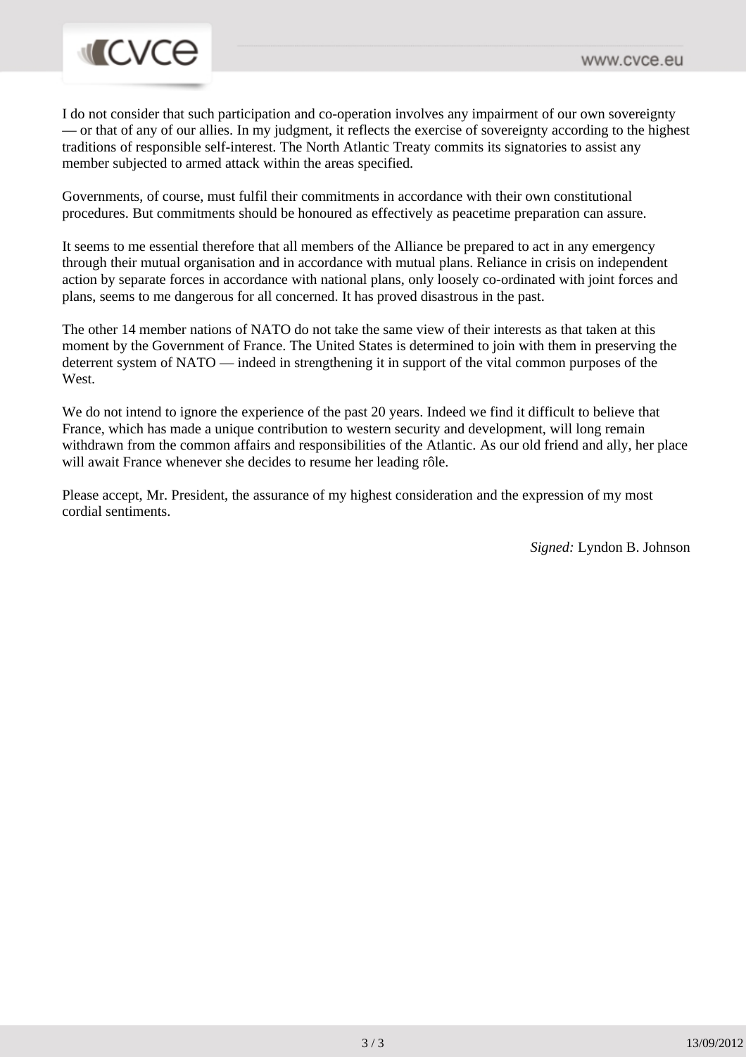I do not consider that such participation and co-operation involves any impairment of our own sovereignty — or that of any of our allies. In my judgment, it reflects the exercise of sovereignty according to the highest traditions of responsible self-interest. The North Atlantic Treaty commits its signatories to assist any member subjected to armed attack within the areas specified.

Governments, of course, must fulfil their commitments in accordance with their own constitutional procedures. But commitments should be honoured as effectively as peacetime preparation can assure.

It seems to me essential therefore that all members of the Alliance be prepared to act in any emergency through their mutual organisation and in accordance with mutual plans. Reliance in crisis on independent action by separate forces in accordance with national plans, only loosely co-ordinated with joint forces and plans, seems to me dangerous for all concerned. It has proved disastrous in the past.

The other 14 member nations of NATO do not take the same view of their interests as that taken at this moment by the Government of France. The United States is determined to join with them in preserving the deterrent system of NATO — indeed in strengthening it in support of the vital common purposes of the West.

We do not intend to ignore the experience of the past 20 years. Indeed we find it difficult to believe that France, which has made a unique contribution to western security and development, will long remain withdrawn from the common affairs and responsibilities of the Atlantic. As our old friend and ally, her place will await France whenever she decides to resume her leading rôle.

Please accept, Mr. President, the assurance of my highest consideration and the expression of my most cordial sentiments.

*Signed:* Lyndon B. Johnson